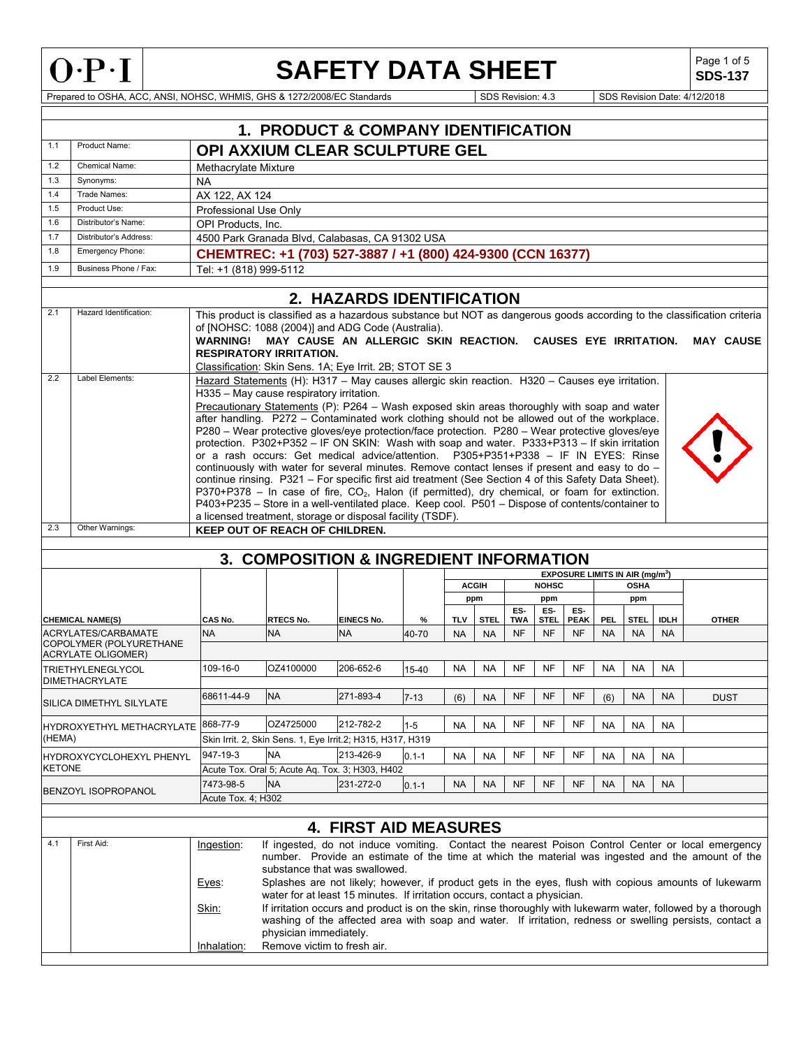# O·P·I SAFETY DATA SHEET

**SDS-137**

Prepared to OSHA, ACC, ANSI, NOHSC, WHMIS, GHS & 1272/2008/EC Standards | SDS Revision: 4.3 | SDS Revision Date: 4/12/2018

## 1. PRODUCT & COMPANY IDENTIFICATION

| | | |
|---|---|---|
| 1.1 | Product Name: | **OPI AXXIUM CLEAR SCULPTURE GEL** |
| 1.2 | Chemical Name: | Methacrylate Mixture |
| 1.3 | Synonyms: | NA |
| 1.4 | Trade Names: | AX 122, AX 124 |
| 1.5 | Product Use: | Professional Use Only |
| 1.6 | Distributor's Name: | OPI Products, Inc. |
| 1.7 | Distributor's Address: | 4500 Park Granada Blvd, Calabasas, CA 91302 USA |
| 1.8 | Emergency Phone: | **CHEMTREC: +1 (703) 527-3887 / +1 (800) 424-9300 (CCN 16377)** |
| 1.9 | Business Phone / Fax: | Tel: +1 (818) 999-5112 |

## 2. HAZARDS IDENTIFICATION

| | | |
|---|---|---|
| 2.1 | Hazard Identification: | This product is classified as a hazardous substance but NOT as dangerous goods according to the classification criteria of [NOHSC: 1088 (2004)] and ADG Code (Australia).<br>**WARNING! MAY CAUSE AN ALLERGIC SKIN REACTION. CAUSES EYE IRRITATION. MAY CAUSE RESPIRATORY IRRITATION.**<br>Classification: Skin Sens. 1A; Eye Irrit. 2B; STOT SE 3 |
| 2.2 | Label Elements: | Hazard Statements (H): H317 – May causes allergic skin reaction. H320 – Causes eye irritation. H335 – May cause respiratory irritation.<br>Precautionary Statements (P): P264 – Wash exposed skin areas thoroughly with soap and water after handling. P272 – Contaminated work clothing should not be allowed out of the workplace. P280 – Wear protective gloves/eye protection/face protection. P280 – Wear protective gloves/eye protection. P302+P352 – IF ON SKIN: Wash with soap and water. P333+P313 – If skin irritation or a rash occurs: Get medical advice/attention. P305+P351+P338 – IF IN EYES: Rinse continuously with water for several minutes. Remove contact lenses if present and easy to do – continue rinsing. P321 – For specific first aid treatment (See Section 4 of this Safety Data Sheet). P370+P378 – In case of fire, $CO_2$, Halon (if permitted), dry chemical, or foam for extinction. P403+P235 – Store in a well-ventilated place. Keep cool. P501 – Dispose of contents/container to a licensed treatment, storage or disposal facility (TSDF). |
| 2.3 | Other Warnings: | **KEEP OUT OF REACH OF CHILDREN.** |

## 3. COMPOSITION & INGREDIENT INFORMATION

| | | | | | EXPOSURE LIMITS IN AIR (mg/m³) | | | | | | | | |
|---|---|---|---|---|---|---|---|---|---|---|---|---|---|
| | | | | | ACGIH | | NOHSC | | | OSHA | | | |
| | | | | | ppm | | ppm | | | ppm | | | |
| **CHEMICAL NAME(S)** | **CAS No.** | **RTECS No.** | **EINECS No.** | **%** | **TLV** | **STEL** | **ES-TWA** | **ES-STEL** | **ES-PEAK** | **PEL** | **STEL** | **IDLH** | **OTHER** |
| ACRYLATES/CARBAMATE COPOLYMER (POLYURETHANE ACRYLATE OLIGOMER) | NA | NA | NA | 40-70 | NA | NA | NF | NF | NF | NA | NA | NA | |
| TRIETHYLENEGLYCOL DIMETHACRYLATE | 109-16-0 | OZ4100000 | 206-652-6 | 15-40 | NA | NA | NF | NF | NF | NA | NA | NA | |
| SILICA DIMETHYL SILYLATE | 68611-44-9 | NA | 271-893-4 | 7-13 | (6) | NA | NF | NF | NF | (6) | NA | NA | DUST |
| HYDROXYETHYL METHACRYLATE (HEMA) | 868-77-9 | OZ4725000 | 212-782-2 | 1-5 | NA | NA | NF | NF | NF | NA | NA | NA | |
| | Skin Irrit. 2, Skin Sens. 1, Eye Irrit.2; H315, H317, H319 | | | | | | | | | | | | |
| HYDROXYCYCLOHEXYL PHENYL KETONE | 947-19-3 | NA | 213-426-9 | 0.1-1 | NA | NA | NF | NF | NF | NA | NA | NA | |
| | Acute Tox. Oral 5; Acute Aq. Tox. 3; H303, H402 | | | | | | | | | | | | |
| BENZOYL ISOPROPANOL | 7473-98-5 | NA | 231-272-0 | 0.1-1 | NA | NA | NF | NF | NF | NA | NA | NA | |
| | Acute Tox. 4; H302 | | | | | | | | | | | | |

## 4. FIRST AID MEASURES

**4.1 First Aid:**

- Ingestion: If ingested, do not induce vomiting. Contact the nearest Poison Control Center or local emergency number. Provide an estimate of the time at which the material was ingested and the amount of the substance that was swallowed.
- Eyes: Splashes are not likely; however, if product gets in the eyes, flush with copious amounts of lukewarm water for at least 15 minutes. If irritation occurs, contact a physician.
- Skin: If irritation occurs and product is on the skin, rinse thoroughly with lukewarm water, followed by a thorough washing of the affected area with soap and water. If irritation, redness or swelling persists, contact a physician immediately.
- Inhalation: Remove victim to fresh air.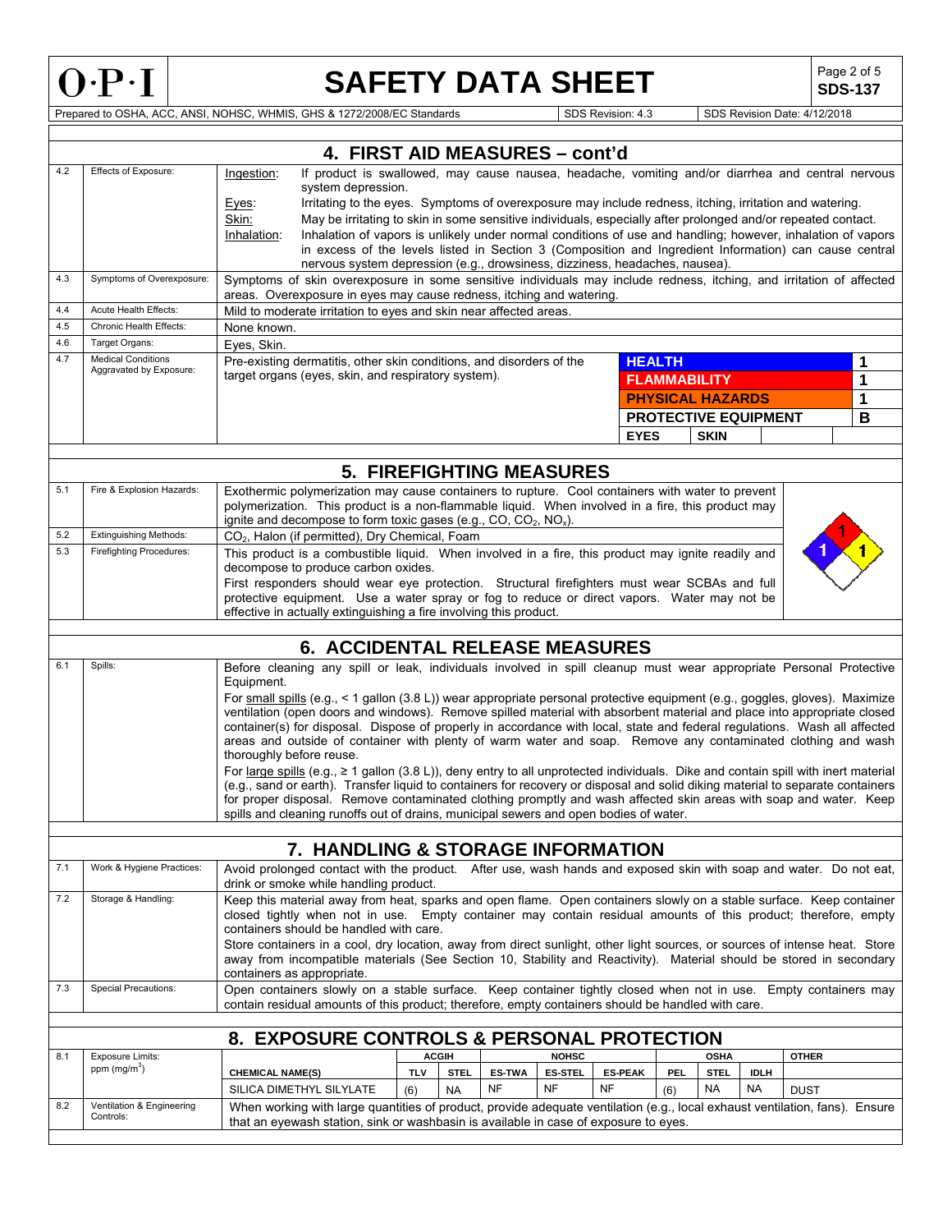## 4. FIRST AID MEASURES – cont'd

| | | |
|---|---|---|
| 4.2 | Effects of Exposure: | Ingestion: If product is swallowed, may cause nausea, headache, vomiting and/or diarrhea and central nervous system depression.<br>Eyes: Irritating to the eyes. Symptoms of overexposure may include redness, itching, irritation and watering.<br>Skin: May be irritating to skin in some sensitive individuals, especially after prolonged and/or repeated contact.<br>Inhalation: Inhalation of vapors is unlikely under normal conditions of use and handling; however, inhalation of vapors in excess of the levels listed in Section 3 (Composition and Ingredient Information) can cause central nervous system depression (e.g., drowsiness, dizziness, headaches, nausea). |
| 4.3 | Symptoms of Overexposure: | Symptoms of skin overexposure in some sensitive individuals may include redness, itching, and irritation of affected areas. Overexposure in eyes may cause redness, itching and watering. |
| 4.4 | Acute Health Effects: | Mild to moderate irritation to eyes and skin near affected areas. |
| 4.5 | Chronic Health Effects: | None known. |
| 4.6 | Target Organs: | Eyes, Skin. |
| 4.7 | Medical Conditions Aggravated by Exposure: | Pre-existing dermatitis, other skin conditions, and disorders of the target organs (eyes, skin, and respiratory system). |

| HMIS | |
|---|---|
| HEALTH | 1 |
| FLAMMABILITY | 1 |
| PHYSICAL HAZARDS | 1 |
| PROTECTIVE EQUIPMENT | B |
| EYES | SKIN |

## 5. FIREFIGHTING MEASURES

| | | |
|---|---|---|
| 5.1 | Fire & Explosion Hazards: | Exothermic polymerization may cause containers to rupture. Cool containers with water to prevent polymerization. This product is a non-flammable liquid. When involved in a fire, this product may ignite and decompose to form toxic gases (e.g., CO, $CO_2$, $NO_x$). |
| 5.2 | Extinguishing Methods: | $CO_2$, Halon (if permitted), Dry Chemical, Foam |
| 5.3 | Firefighting Procedures: | This product is a combustible liquid. When involved in a fire, this product may ignite readily and decompose to produce carbon oxides.<br>First responders should wear eye protection. Structural firefighters must wear SCBAs and full protective equipment. Use a water spray or fog to reduce or direct vapors. Water may not be effective in actually extinguishing a fire involving this product. |

NFPA: Health 1, Flammability 1, Reactivity 1

## 6. ACCIDENTAL RELEASE MEASURES

| | | |
|---|---|---|
| 6.1 | Spills: | Before cleaning any spill or leak, individuals involved in spill cleanup must wear appropriate Personal Protective Equipment.<br>For small spills (e.g., < 1 gallon (3.8 L)) wear appropriate personal protective equipment (e.g., goggles, gloves). Maximize ventilation (open doors and windows). Remove spilled material with absorbent material and place into appropriate closed container(s) for disposal. Dispose of properly in accordance with local, state and federal regulations. Wash all affected areas and outside of container with plenty of warm water and soap. Remove any contaminated clothing and wash thoroughly before reuse.<br>For large spills (e.g., ≥ 1 gallon (3.8 L)), deny entry to all unprotected individuals. Dike and contain spill with inert material (e.g., sand or earth). Transfer liquid to containers for recovery or disposal and solid diking material to separate containers for proper disposal. Remove contaminated clothing promptly and wash affected skin areas with soap and water. Keep spills and cleaning runoffs out of drains, municipal sewers and open bodies of water. |

## 7. HANDLING & STORAGE INFORMATION

| | | |
|---|---|---|
| 7.1 | Work & Hygiene Practices: | Avoid prolonged contact with the product. After use, wash hands and exposed skin with soap and water. Do not eat, drink or smoke while handling product. |
| 7.2 | Storage & Handling: | Keep this material away from heat, sparks and open flame. Open containers slowly on a stable surface. Keep container closed tightly when not in use. Empty container may contain residual amounts of this product; therefore, empty containers should be handled with care.<br>Store containers in a cool, dry location, away from direct sunlight, other light sources, or sources of intense heat. Store away from incompatible materials (See Section 10, Stability and Reactivity). Material should be stored in secondary containers as appropriate. |
| 7.3 | Special Precautions: | Open containers slowly on a stable surface. Keep container tightly closed when not in use. Empty containers may contain residual amounts of this product; therefore, empty containers should be handled with care. |

## 8. EXPOSURE CONTROLS & PERSONAL PROTECTION

8.1 Exposure Limits: ppm (mg/m$^3$)

| | ACGIH | | NOHSC | | | OSHA | | | OTHER |
|---|---|---|---|---|---|---|---|---|---|
| CHEMICAL NAME(S) | TLV | STEL | ES-TWA | ES-STEL | ES-PEAK | PEL | STEL | IDLH | |
| SILICA DIMETHYL SILYLATE | (6) | NA | NF | NF | NF | (6) | NA | NA | DUST |

| | | |
|---|---|---|
| 8.2 | Ventilation & Engineering Controls: | When working with large quantities of product, provide adequate ventilation (e.g., local exhaust ventilation, fans). Ensure that an eyewash station, sink or washbasin is available in case of exposure to eyes. |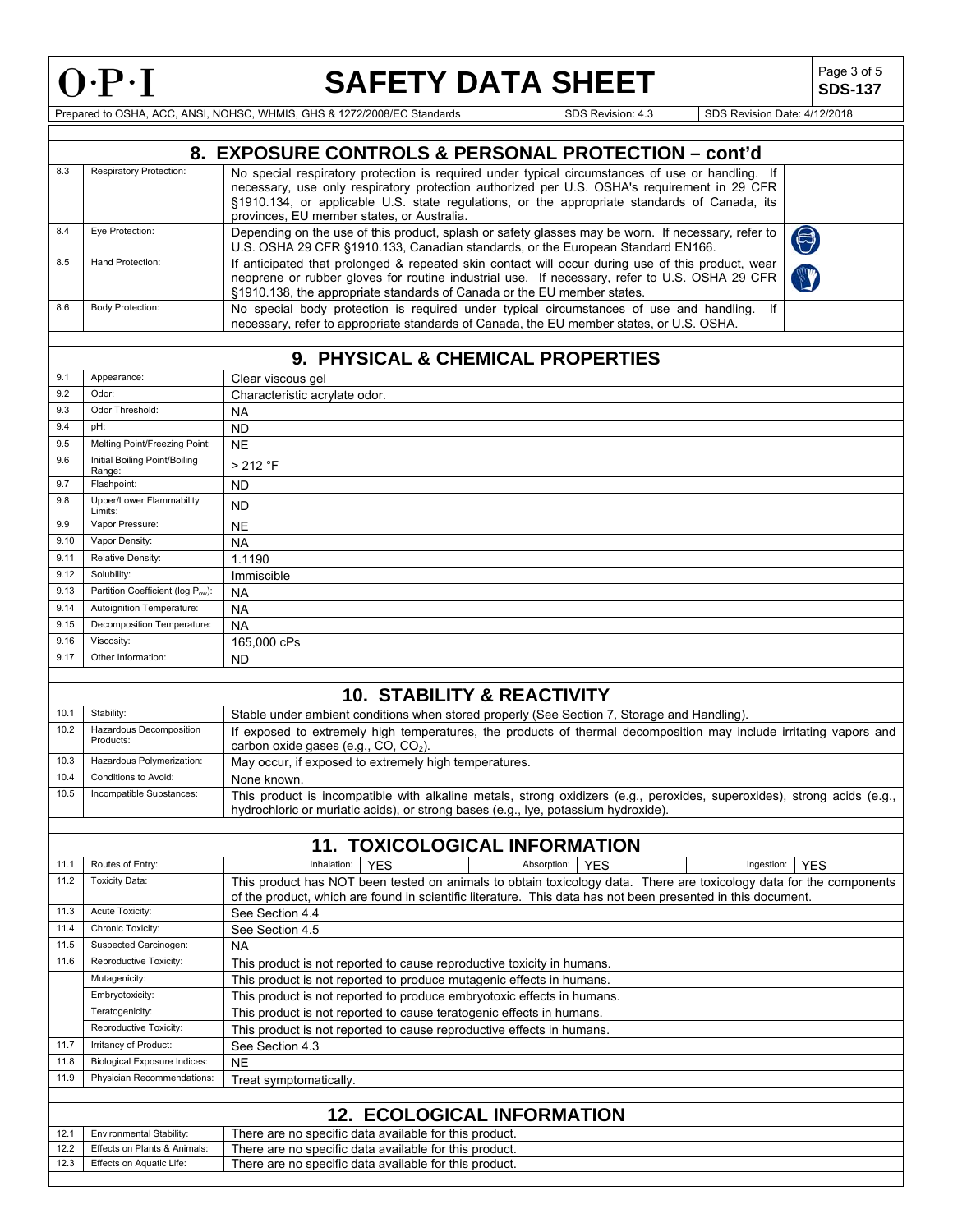## 8. EXPOSURE CONTROLS & PERSONAL PROTECTION – cont'd

| | | |
|---|---|---|
| 8.3 | Respiratory Protection: | No special respiratory protection is required under typical circumstances of use or handling. If necessary, use only respiratory protection authorized per U.S. OSHA's requirement in 29 CFR §1910.134, or applicable U.S. state regulations, or the appropriate standards of Canada, its provinces, EU member states, or Australia. |
| 8.4 | Eye Protection: | Depending on the use of this product, splash or safety glasses may be worn. If necessary, refer to U.S. OSHA 29 CFR §1910.133, Canadian standards, or the European Standard EN166. |
| 8.5 | Hand Protection: | If anticipated that prolonged & repeated skin contact will occur during use of this product, wear neoprene or rubber gloves for routine industrial use. If necessary, refer to U.S. OSHA 29 CFR §1910.138, the appropriate standards of Canada or the EU member states. |
| 8.6 | Body Protection: | No special body protection is required under typical circumstances of use and handling. If necessary, refer to appropriate standards of Canada, the EU member states, or U.S. OSHA. |

## 9. PHYSICAL & CHEMICAL PROPERTIES

| | | |
|---|---|---|
| 9.1 | Appearance: | Clear viscous gel |
| 9.2 | Odor: | Characteristic acrylate odor. |
| 9.3 | Odor Threshold: | NA |
| 9.4 | pH: | ND |
| 9.5 | Melting Point/Freezing Point: | NE |
| 9.6 | Initial Boiling Point/Boiling Range: | > 212 °F |
| 9.7 | Flashpoint: | ND |
| 9.8 | Upper/Lower Flammability Limits: | ND |
| 9.9 | Vapor Pressure: | NE |
| 9.10 | Vapor Density: | NA |
| 9.11 | Relative Density: | 1.1190 |
| 9.12 | Solubility: | Immiscible |
| 9.13 | Partition Coefficient (log $P_{ow}$): | NA |
| 9.14 | Autoignition Temperature: | NA |
| 9.15 | Decomposition Temperature: | NA |
| 9.16 | Viscosity: | 165,000 cPs |
| 9.17 | Other Information: | ND |

## 10. STABILITY & REACTIVITY

| | | |
|---|---|---|
| 10.1 | Stability: | Stable under ambient conditions when stored properly (See Section 7, Storage and Handling). |
| 10.2 | Hazardous Decomposition Products: | If exposed to extremely high temperatures, the products of thermal decomposition may include irritating vapors and carbon oxide gases (e.g., CO, $CO_2$). |
| 10.3 | Hazardous Polymerization: | May occur, if exposed to extremely high temperatures. |
| 10.4 | Conditions to Avoid: | None known. |
| 10.5 | Incompatible Substances: | This product is incompatible with alkaline metals, strong oxidizers (e.g., peroxides, superoxides), strong acids (e.g., hydrochloric or muriatic acids), or strong bases (e.g., lye, potassium hydroxide). |

## 11. TOXICOLOGICAL INFORMATION

| | | |
|---|---|---|
| 11.1 | Routes of Entry: | Inhalation: YES; Absorption: YES; Ingestion: YES |
| 11.2 | Toxicity Data: | This product has NOT been tested on animals to obtain toxicology data. There are toxicology data for the components of the product, which are found in scientific literature. This data has not been presented in this document. |
| 11.3 | Acute Toxicity: | See Section 4.4 |
| 11.4 | Chronic Toxicity: | See Section 4.5 |
| 11.5 | Suspected Carcinogen: | NA |
| 11.6 | Reproductive Toxicity: | This product is not reported to cause reproductive toxicity in humans. |
| | Mutagenicity: | This product is not reported to produce mutagenic effects in humans. |
| | Embryotoxicity: | This product is not reported to produce embryotoxic effects in humans. |
| | Teratogenicity: | This product is not reported to cause teratogenic effects in humans. |
| | Reproductive Toxicity: | This product is not reported to cause reproductive effects in humans. |
| 11.7 | Irritancy of Product: | See Section 4.3 |
| 11.8 | Biological Exposure Indices: | NE |
| 11.9 | Physician Recommendations: | Treat symptomatically. |

## 12. ECOLOGICAL INFORMATION

| | | |
|---|---|---|
| 12.1 | Environmental Stability: | There are no specific data available for this product. |
| 12.2 | Effects on Plants & Animals: | There are no specific data available for this product. |
| 12.3 | Effects on Aquatic Life: | There are no specific data available for this product. |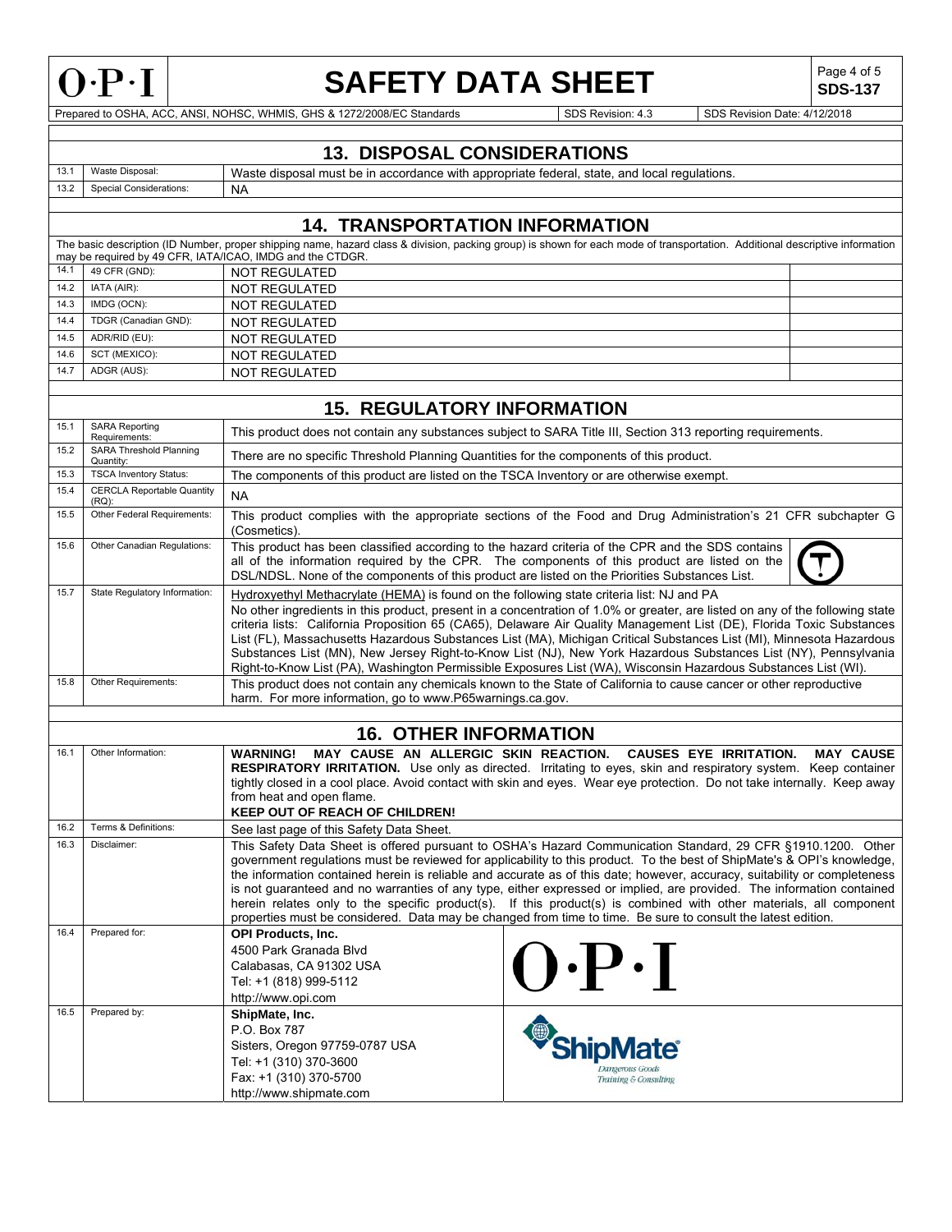## 13. DISPOSAL CONSIDERATIONS

| | | |
|---|---|---|
| 13.1 | Waste Disposal: | Waste disposal must be in accordance with appropriate federal, state, and local regulations. |
| 13.2 | Special Considerations: | NA |

## 14. TRANSPORTATION INFORMATION

The basic description (ID Number, proper shipping name, hazard class & division, packing group) is shown for each mode of transportation. Additional descriptive information may be required by 49 CFR, IATA/ICAO, IMDG and the CTDGR.

| | | | |
|---|---|---|---|
| 14.1 | 49 CFR (GND): | NOT REGULATED | |
| 14.2 | IATA (AIR): | NOT REGULATED | |
| 14.3 | IMDG (OCN): | NOT REGULATED | |
| 14.4 | TDGR (Canadian GND): | NOT REGULATED | |
| 14.5 | ADR/RID (EU): | NOT REGULATED | |
| 14.6 | SCT (MEXICO): | NOT REGULATED | |
| 14.7 | ADGR (AUS): | NOT REGULATED | |

## 15. REGULATORY INFORMATION

| | | |
|---|---|---|
| 15.1 | SARA Reporting Requirements: | This product does not contain any substances subject to SARA Title III, Section 313 reporting requirements. |
| 15.2 | SARA Threshold Planning Quantity: | There are no specific Threshold Planning Quantities for the components of this product. |
| 15.3 | TSCA Inventory Status: | The components of this product are listed on the TSCA Inventory or are otherwise exempt. |
| 15.4 | CERCLA Reportable Quantity (RQ): | NA |
| 15.5 | Other Federal Requirements: | This product complies with the appropriate sections of the Food and Drug Administration's 21 CFR subchapter G (Cosmetics). |
| 15.6 | Other Canadian Regulations: | This product has been classified according to the hazard criteria of the CPR and the SDS contains all of the information required by the CPR. The components of this product are listed on the DSL/NDSL. None of the components of this product are listed on the Priorities Substances List. |
| 15.7 | State Regulatory Information: | Hydroxyethyl Methacrylate (HEMA) is found on the following state criteria list: NJ and PA<br>No other ingredients in this product, present in a concentration of 1.0% or greater, are listed on any of the following state criteria lists: California Proposition 65 (CA65), Delaware Air Quality Management List (DE), Florida Toxic Substances List (FL), Massachusetts Hazardous Substances List (MA), Michigan Critical Substances List (MI), Minnesota Hazardous Substances List (MN), New Jersey Right-to-Know List (NJ), New York Hazardous Substances List (NY), Pennsylvania Right-to-Know List (PA), Washington Permissible Exposures List (WA), Wisconsin Hazardous Substances List (WI). |
| 15.8 | Other Requirements: | This product does not contain any chemicals known to the State of California to cause cancer or other reproductive harm. For more information, go to www.P65warnings.ca.gov. |

## 16. OTHER INFORMATION

| | | |
|---|---|---|
| 16.1 | Other Information: | **WARNING! MAY CAUSE AN ALLERGIC SKIN REACTION. CAUSES EYE IRRITATION. MAY CAUSE RESPIRATORY IRRITATION.** Use only as directed. Irritating to eyes, skin and respiratory system. Keep container tightly closed in a cool place. Avoid contact with skin and eyes. Wear eye protection. Do not take internally. Keep away from heat and open flame.<br>**KEEP OUT OF REACH OF CHILDREN!** |
| 16.2 | Terms & Definitions: | See last page of this Safety Data Sheet. |
| 16.3 | Disclaimer: | This Safety Data Sheet is offered pursuant to OSHA's Hazard Communication Standard, 29 CFR §1910.1200. Other government regulations must be reviewed for applicability to this product. To the best of ShipMate's & OPI's knowledge, the information contained herein is reliable and accurate as of this date; however, accuracy, suitability or completeness is not guaranteed and no warranties of any type, either expressed or implied, are provided. The information contained herein relates only to the specific product(s). If this product(s) is combined with other materials, all component properties must be considered. Data may be changed from time to time. Be sure to consult the latest edition. |
| 16.4 | Prepared for: | **OPI Products, Inc.**<br>4500 Park Granada Blvd<br>Calabasas, CA 91302 USA<br>Tel: +1 (818) 999-5112<br>http://www.opi.com |
| 16.5 | Prepared by: | **ShipMate, Inc.**<br>P.O. Box 787<br>Sisters, Oregon 97759-0787 USA<br>Tel: +1 (310) 370-3600<br>Fax: +1 (310) 370-5700<br>http://www.shipmate.com |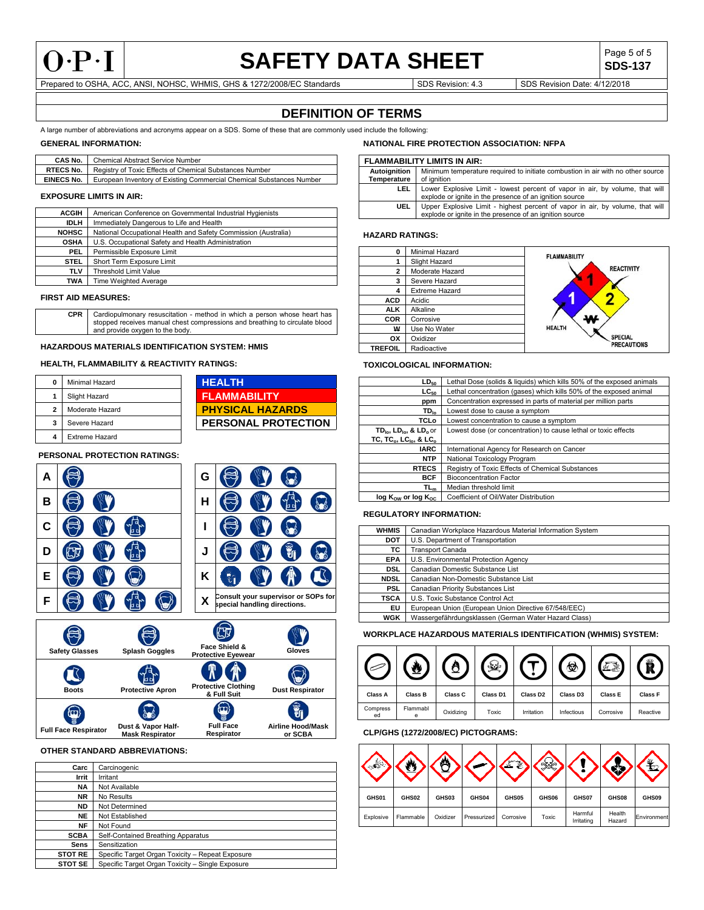# DEFINITION OF TERMS

A large number of abbreviations and acronyms appear on a SDS. Some of these that are commonly used include the following:

### GENERAL INFORMATION:

| | |
|---|---|
| **CAS No.** | Chemical Abstract Service Number |
| **RTECS No.** | Registry of Toxic Effects of Chemical Substances Number |
| **EINECS No.** | European Inventory of Existing Commercial Chemical Substances Number |

### EXPOSURE LIMITS IN AIR:

| | |
|---|---|
| **ACGIH** | American Conference on Governmental Industrial Hygienists |
| **IDLH** | Immediately Dangerous to Life and Health |
| **NOHSC** | National Occupational Health and Safety Commission (Australia) |
| **OSHA** | U.S. Occupational Safety and Health Administration |
| **PEL** | Permissible Exposure Limit |
| **STEL** | Short Term Exposure Limit |
| **TLV** | Threshold Limit Value |
| **TWA** | Time Weighted Average |

### FIRST AID MEASURES:

| | |
|---|---|
| **CPR** | Cardiopulmonary resuscitation - method in which a person whose heart has stopped receives manual chest compressions and breathing to circulate blood and provide oxygen to the body. |

### HAZARDOUS MATERIALS IDENTIFICATION SYSTEM: HMIS

### HEALTH, FLAMMABILITY & REACTIVITY RATINGS:

| | |
|---|---|
| **0** | Minimal Hazard |
| **1** | Slight Hazard |
| **2** | Moderate Hazard |
| **3** | Severe Hazard |
| **4** | Extreme Hazard |

**HEALTH**
**FLAMMABILITY**
**PHYSICAL HAZARDS**
**PERSONAL PROTECTION**

### PERSONAL PROTECTION RATINGS:

A
B
C
D
E
F
G
H
I
J
K
X Consult your supervisor or SOPs for special handling directions.

Safety Glasses
Splash Goggles
Face Shield & Protective Eyewear
Gloves
Boots
Protective Apron
Protective Clothing & Full Suit
Dust Respirator
Full Face Respirator
Dust & Vapor Half-Mask Respirator
Full Face Respirator
Airline Hood/Mask or SCBA

### OTHER STANDARD ABBREVIATIONS:

| | |
|---|---|
| **Carc** | Carcinogenic |
| **Irrit** | Irritant |
| **NA** | Not Available |
| **NR** | No Results |
| **ND** | Not Determined |
| **NE** | Not Established |
| **NF** | Not Found |
| **SCBA** | Self-Contained Breathing Apparatus |
| **Sens** | Sensitization |
| **STOT RE** | Specific Target Organ Toxicity – Repeat Exposure |
| **STOT SE** | Specific Target Organ Toxicity – Single Exposure |

### NATIONAL FIRE PROTECTION ASSOCIATION: NFPA

| FLAMMABILITY LIMITS IN AIR: | |
|---|---|
| **Autoignition Temperature** | Minimum temperature required to initiate combustion in air with no other source of ignition |
| **LEL** | Lower Explosive Limit - lowest percent of vapor in air, by volume, that will explode or ignite in the presence of an ignition source |
| **UEL** | Upper Explosive Limit - highest percent of vapor in air, by volume, that will explode or ignite in the presence of an ignition source |

### HAZARD RATINGS:

| | |
|---|---|
| **0** | Minimal Hazard |
| **1** | Slight Hazard |
| **2** | Moderate Hazard |
| **3** | Severe Hazard |
| **4** | Extreme Hazard |
| **ACD** | Acidic |
| **ALK** | Alkaline |
| **COR** | Corrosive |
| **W** | Use No Water |
| **OX** | Oxidizer |
| **TREFOIL** | Radioactive |

FLAMMABILITY
REACTIVITY
HEALTH
SPECIAL PRECAUTIONS

### TOXICOLOGICAL INFORMATION:

| | |
|---|---|
| **$LD_{50}$** | Lethal Dose (solids & liquids) which kills 50% of the exposed animals |
| **$LC_{50}$** | Lethal concentration (gases) which kills 50% of the exposed animal |
| **ppm** | Concentration expressed in parts of material per million parts |
| **$TD_{lo}$** | Lowest dose to cause a symptom |
| **TCLo** | Lowest concentration to cause a symptom |
| **$TD_{lo}$, $LD_{lo}$, & $LD_o$ or TC, $TC_o$, $LC_{lo}$, & $LC_o$** | Lowest dose (or concentration) to cause lethal or toxic effects |
| **IARC** | International Agency for Research on Cancer |
| **NTP** | National Toxicology Program |
| **RTECS** | Registry of Toxic Effects of Chemical Substances |
| **BCF** | Bioconcentration Factor |
| **$TL_m$** | Median threshold limit |
| **log $K_{OW}$ or log $K_{OC}$** | Coefficient of Oil/Water Distribution |

### REGULATORY INFORMATION:

| | |
|---|---|
| **WHMIS** | Canadian Workplace Hazardous Material Information System |
| **DOT** | U.S. Department of Transportation |
| **TC** | Transport Canada |
| **EPA** | U.S. Environmental Protection Agency |
| **DSL** | Canadian Domestic Substance List |
| **NDSL** | Canadian Non-Domestic Substance List |
| **PSL** | Canadian Priority Substances List |
| **TSCA** | U.S. Toxic Substance Control Act |
| **EU** | European Union (European Union Directive 67/548/EEC) |
| **WGK** | Wassergefährdungsklassen (German Water Hazard Class) |

### WORKPLACE HAZARDOUS MATERIALS IDENTIFICATION (WHMIS) SYSTEM:

| Class A | Class B | Class C | Class D1 | Class D2 | Class D3 | Class E | Class F |
|---|---|---|---|---|---|---|---|
| Compressed | Flammable | Oxidizing | Toxic | Irritation | Infectious | Corrosive | Reactive |

### CLP/GHS (1272/2008/EC) PICTOGRAMS:

| GHS01 | GHS02 | GHS03 | GHS04 | GHS05 | GHS06 | GHS07 | GHS08 | GHS09 |
|---|---|---|---|---|---|---|---|---|
| Explosive | Flammable | Oxidizer | Pressurized | Corrosive | Toxic | Harmful Irritating | Health Hazard | Environment |